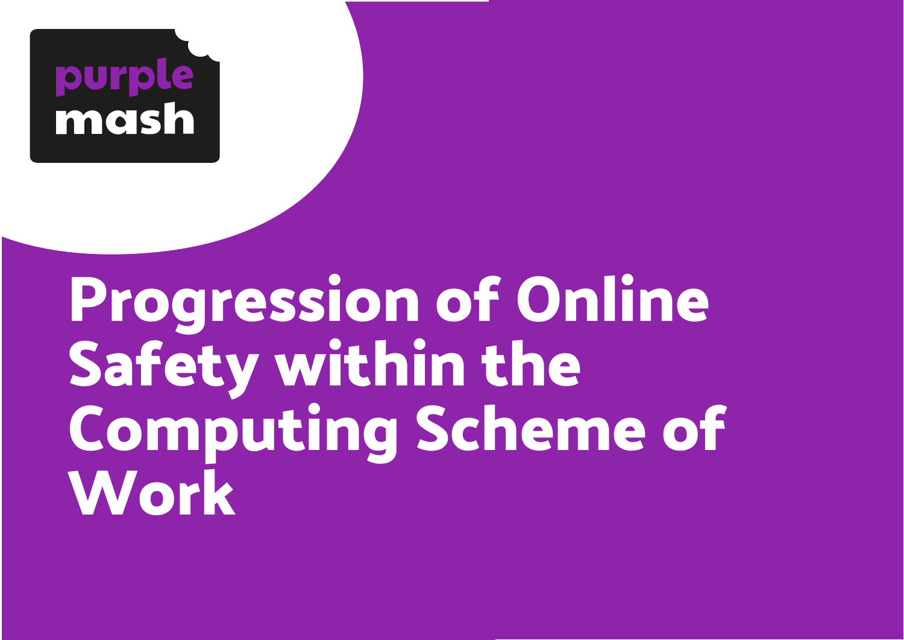purple mash

# Progression of Online Safety within the Computing Scheme of Work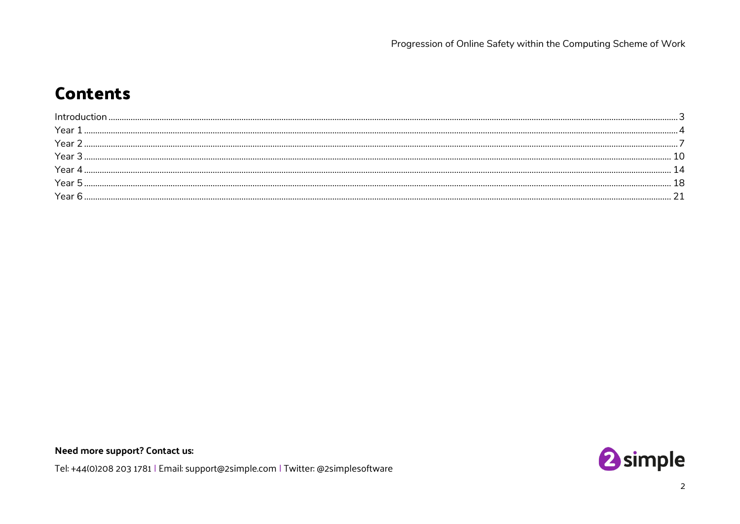## Contents

| | |
|---|---|
| Introduction | 3 |
| Year 1 | 4 |
| Year 2 | 7 |
| Year 3 | 10 |
| Year 4 | 14 |
| Year 5 | 18 |
| Year 6 | 21 |

**Need more support? Contact us:**

Tel: +44(0)208 203 1781 | Email: support@2simple.com | Twitter: @2simplesoftware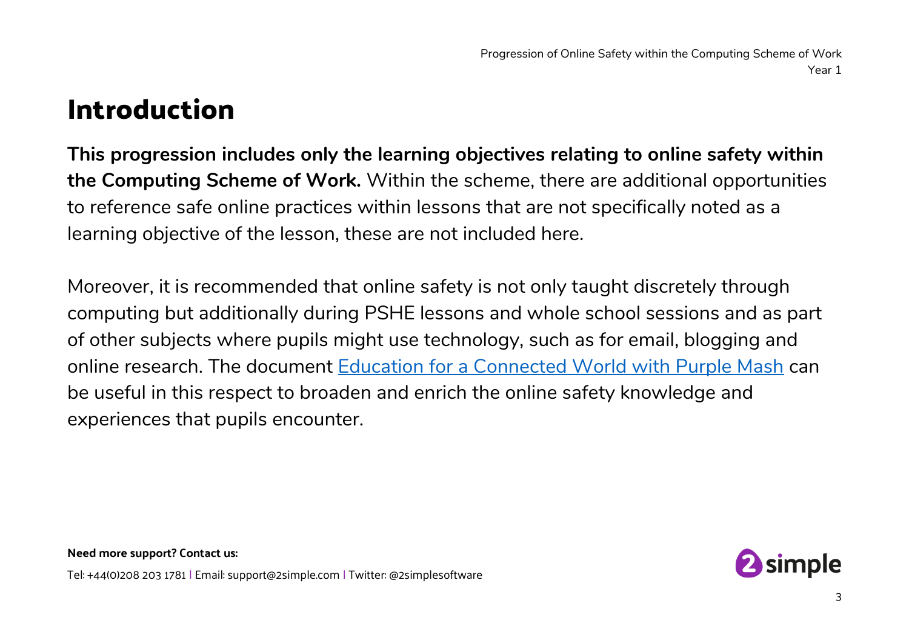# Introduction

**This progression includes only the learning objectives relating to online safety within the Computing Scheme of Work.** Within the scheme, there are additional opportunities to reference safe online practices within lessons that are not specifically noted as a learning objective of the lesson, these are not included here.

Moreover, it is recommended that online safety is not only taught discretely through computing but additionally during PSHE lessons and whole school sessions and as part of other subjects where pupils might use technology, such as for email, blogging and online research. The document Education for a Connected World with Purple Mash can be useful in this respect to broaden and enrich the online safety knowledge and experiences that pupils encounter.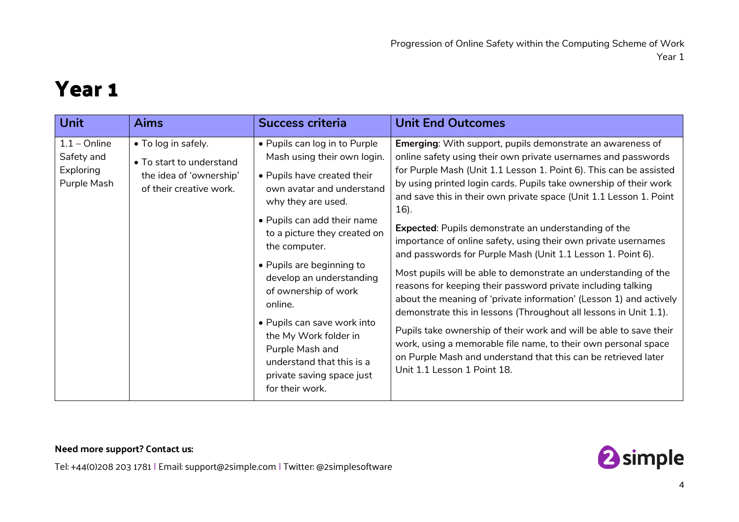# Year 1

| Unit | Aims | Success criteria | Unit End Outcomes |
|---|---|---|---|
| 1.1 – Online Safety and Exploring Purple Mash | • To log in safely.<br>• To start to understand the idea of 'ownership' of their creative work. | • Pupils can log in to Purple Mash using their own login.<br>• Pupils have created their own avatar and understand why they are used.<br>• Pupils can add their name to a picture they created on the computer.<br>• Pupils are beginning to develop an understanding of ownership of work online.<br>• Pupils can save work into the My Work folder in Purple Mash and understand that this is a private saving space just for their work. | **Emerging**: With support, pupils demonstrate an awareness of online safety using their own private usernames and passwords for Purple Mash (Unit 1.1 Lesson 1. Point 6). This can be assisted by using printed login cards. Pupils take ownership of their work and save this in their own private space (Unit 1.1 Lesson 1. Point 16).<br><br>**Expected**: Pupils demonstrate an understanding of the importance of online safety, using their own private usernames and passwords for Purple Mash (Unit 1.1 Lesson 1. Point 6).<br><br>Most pupils will be able to demonstrate an understanding of the reasons for keeping their password private including talking about the meaning of 'private information' (Lesson 1) and actively demonstrate this in lessons (Throughout all lessons in Unit 1.1).<br><br>Pupils take ownership of their work and will be able to save their work, using a memorable file name, to their own personal space on Purple Mash and understand that this can be retrieved later Unit 1.1 Lesson 1 Point 18. |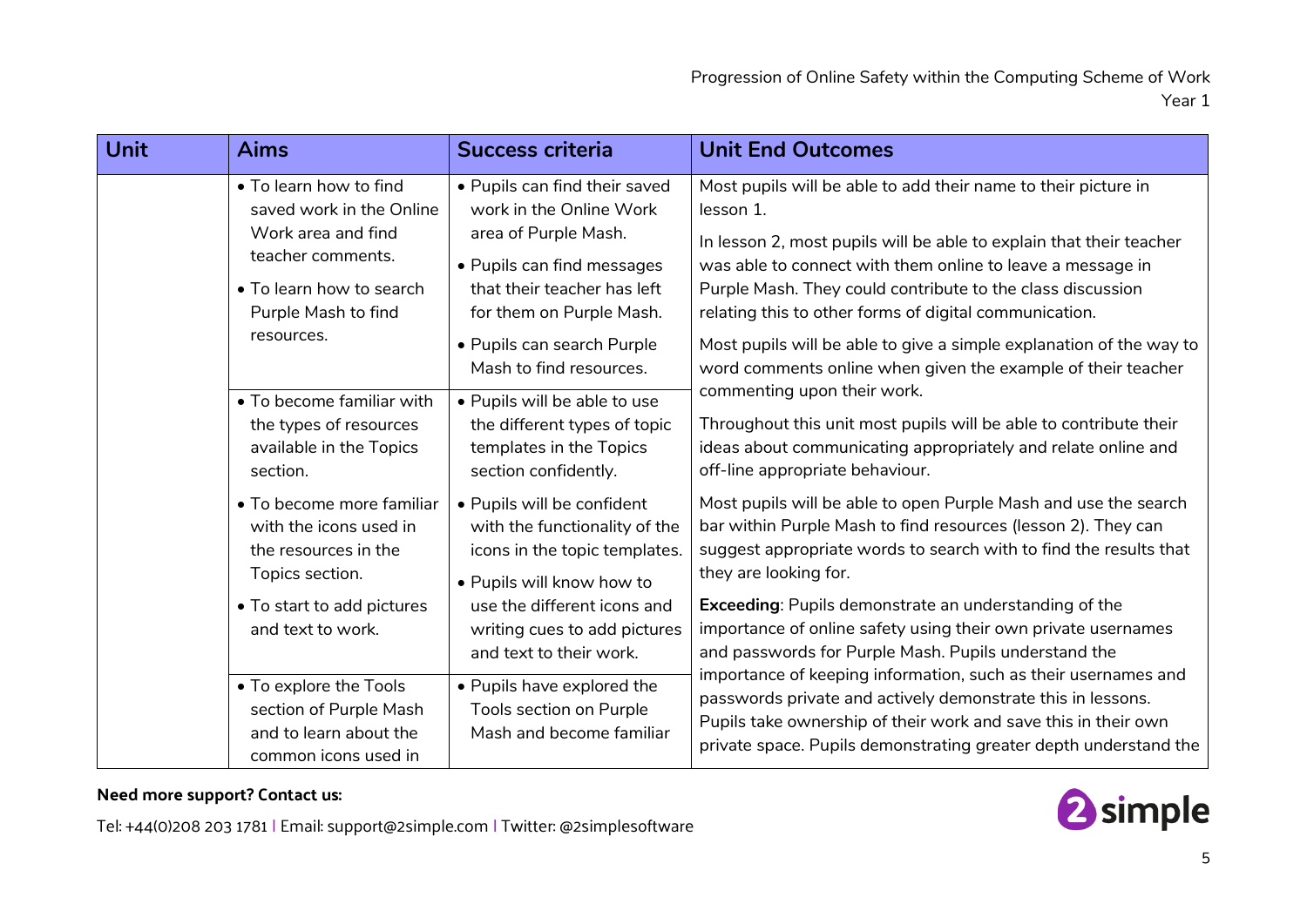| Unit | Aims | Success criteria | Unit End Outcomes |
|---|---|---|---|
| | • To learn how to find saved work in the Online Work area and find teacher comments.<br>• To learn how to search Purple Mash to find resources. | • Pupils can find their saved work in the Online Work area of Purple Mash.<br>• Pupils can find messages that their teacher has left for them on Purple Mash.<br>• Pupils can search Purple Mash to find resources. | Most pupils will be able to add their name to their picture in lesson 1.<br><br>In lesson 2, most pupils will be able to explain that their teacher was able to connect with them online to leave a message in Purple Mash. They could contribute to the class discussion relating this to other forms of digital communication.<br><br>Most pupils will be able to give a simple explanation of the way to word comments online when given the example of their teacher commenting upon their work.<br><br>Throughout this unit most pupils will be able to contribute their ideas about communicating appropriately and relate online and off-line appropriate behaviour.<br><br>Most pupils will be able to open Purple Mash and use the search bar within Purple Mash to find resources (lesson 2). They can suggest appropriate words to search with to find the results that they are looking for.<br><br>**Exceeding**: Pupils demonstrate an understanding of the importance of online safety using their own private usernames and passwords for Purple Mash. Pupils understand the importance of keeping information, such as their usernames and passwords private and actively demonstrate this in lessons. Pupils take ownership of their work and save this in their own private space. Pupils demonstrating greater depth understand the |
| | • To become familiar with the types of resources available in the Topics section.<br>• To become more familiar with the icons used in the resources in the Topics section.<br>• To start to add pictures and text to work. | • Pupils will be able to use the different types of topic templates in the Topics section confidently.<br>• Pupils will be confident with the functionality of the icons in the topic templates.<br>• Pupils will know how to use the different icons and writing cues to add pictures and text to their work. | |
| | • To explore the Tools section of Purple Mash and to learn about the common icons used in | • Pupils have explored the Tools section on Purple Mash and become familiar | |

**Need more support? Contact us:**

Tel: +44(0)208 203 1781 | Email: support@2simple.com | Twitter: @2simplesoftware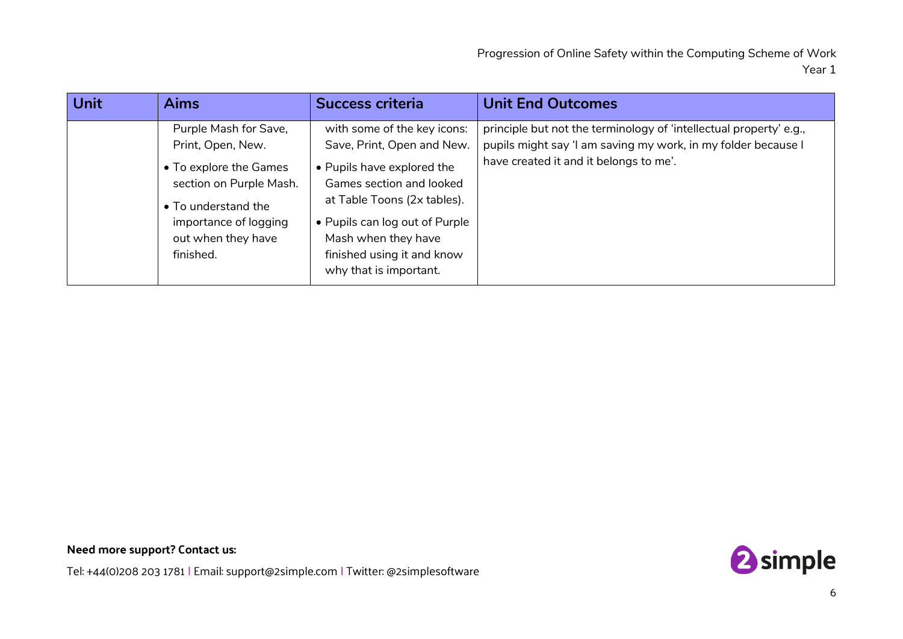| Unit | Aims | Success criteria | Unit End Outcomes |
|---|---|---|---|
| | Purple Mash for Save, Print, Open, New.<br>• To explore the Games section on Purple Mash.<br>• To understand the importance of logging out when they have finished. | with some of the key icons: Save, Print, Open and New.<br>• Pupils have explored the Games section and looked at Table Toons (2x tables).<br>• Pupils can log out of Purple Mash when they have finished using it and know why that is important. | principle but not the terminology of 'intellectual property' e.g., pupils might say 'I am saving my work, in my folder because I have created it and it belongs to me'. |

**Need more support? Contact us:**

Tel: +44(0)208 203 1781 | Email: support@2simple.com | Twitter: @2simplesoftware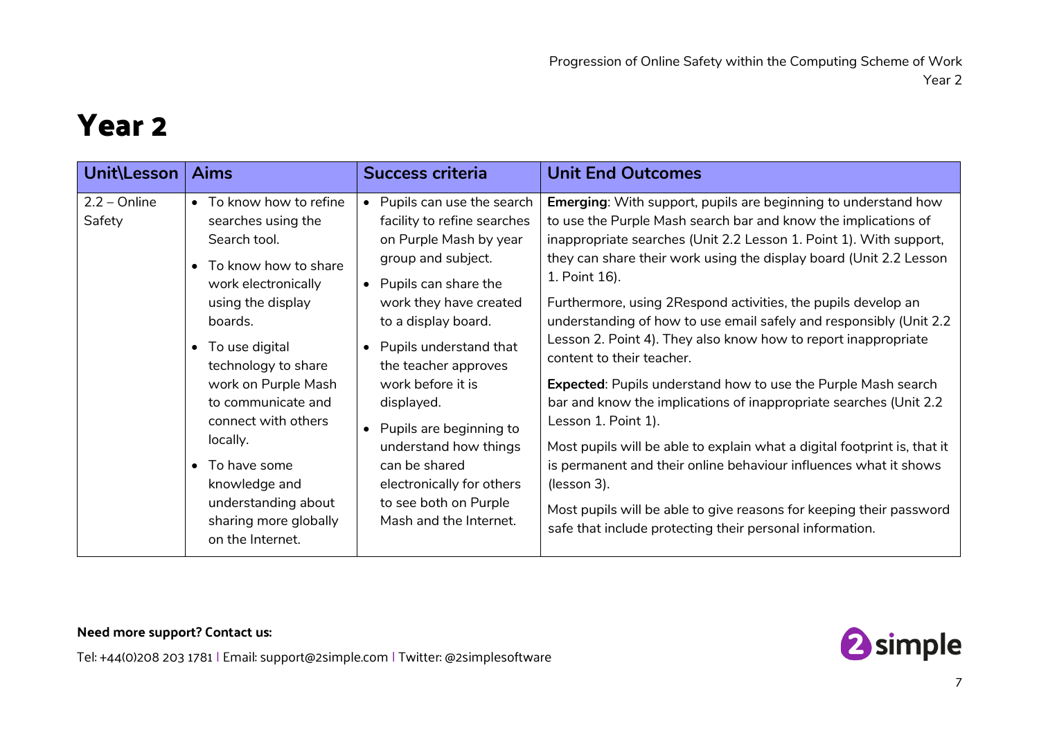# Year 2

| Unit\Lesson | Aims | Success criteria | Unit End Outcomes |
|---|---|---|---|
| 2.2 – Online Safety | • To know how to refine searches using the Search tool.<br>• To know how to share work electronically using the display boards.<br>• To use digital technology to share work on Purple Mash to communicate and connect with others locally.<br>• To have some knowledge and understanding about sharing more globally on the Internet. | • Pupils can use the search facility to refine searches on Purple Mash by year group and subject.<br>• Pupils can share the work they have created to a display board.<br>• Pupils understand that the teacher approves work before it is displayed.<br>• Pupils are beginning to understand how things can be shared electronically for others to see both on Purple Mash and the Internet. | **Emerging**: With support, pupils are beginning to understand how to use the Purple Mash search bar and know the implications of inappropriate searches (Unit 2.2 Lesson 1. Point 1). With support, they can share their work using the display board (Unit 2.2 Lesson 1. Point 16).<br>Furthermore, using 2Respond activities, the pupils develop an understanding of how to use email safely and responsibly (Unit 2.2 Lesson 2. Point 4). They also know how to report inappropriate content to their teacher.<br>**Expected**: Pupils understand how to use the Purple Mash search bar and know the implications of inappropriate searches (Unit 2.2 Lesson 1. Point 1).<br>Most pupils will be able to explain what a digital footprint is, that it is permanent and their online behaviour influences what it shows (lesson 3).<br>Most pupils will be able to give reasons for keeping their password safe that include protecting their personal information. |

**Need more support? Contact us:**

Tel: +44(0)208 203 1781 | Email: support@2simple.com | Twitter: @2simplesoftware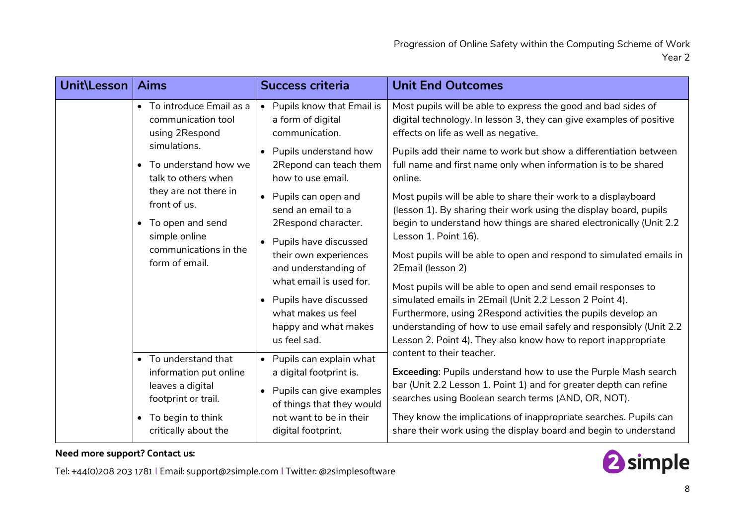| Unit\Lesson | Aims | Success criteria | Unit End Outcomes |
|---|---|---|---|
| | • To introduce Email as a communication tool using 2Respond simulations.<br>• To understand how we talk to others when they are not there in front of us.<br>• To open and send simple online communications in the form of email. | • Pupils know that Email is a form of digital communication.<br>• Pupils understand how 2Repond can teach them how to use email.<br>• Pupils can open and send an email to a 2Respond character.<br>• Pupils have discussed their own experiences and understanding of what email is used for.<br>• Pupils have discussed what makes us feel happy and what makes us feel sad. | Most pupils will be able to express the good and bad sides of digital technology. In lesson 3, they can give examples of positive effects on life as well as negative.<br><br>Pupils add their name to work but show a differentiation between full name and first name only when information is to be shared online.<br><br>Most pupils will be able to share their work to a displayboard (lesson 1). By sharing their work using the display board, pupils begin to understand how things are shared electronically (Unit 2.2 Lesson 1. Point 16).<br><br>Most pupils will be able to open and respond to simulated emails in 2Email (lesson 2)<br><br>Most pupils will be able to open and send email responses to simulated emails in 2Email (Unit 2.2 Lesson 2 Point 4). Furthermore, using 2Respond activities the pupils develop an understanding of how to use email safely and responsibly (Unit 2.2 Lesson 2. Point 4). They also know how to report inappropriate content to their teacher.<br><br>**Exceeding**: Pupils understand how to use the Purple Mash search bar (Unit 2.2 Lesson 1. Point 1) and for greater depth can refine searches using Boolean search terms (AND, OR, NOT).<br><br>They know the implications of inappropriate searches. Pupils can share their work using the display board and begin to understand |
| | • To understand that information put online leaves a digital footprint or trail.<br>• To begin to think critically about the | • Pupils can explain what a digital footprint is.<br>• Pupils can give examples of things that they would not want to be in their digital footprint. | |

**Need more support? Contact us:**

Tel: +44(0)208 203 1781 | Email: support@2simple.com | Twitter: @2simplesoftware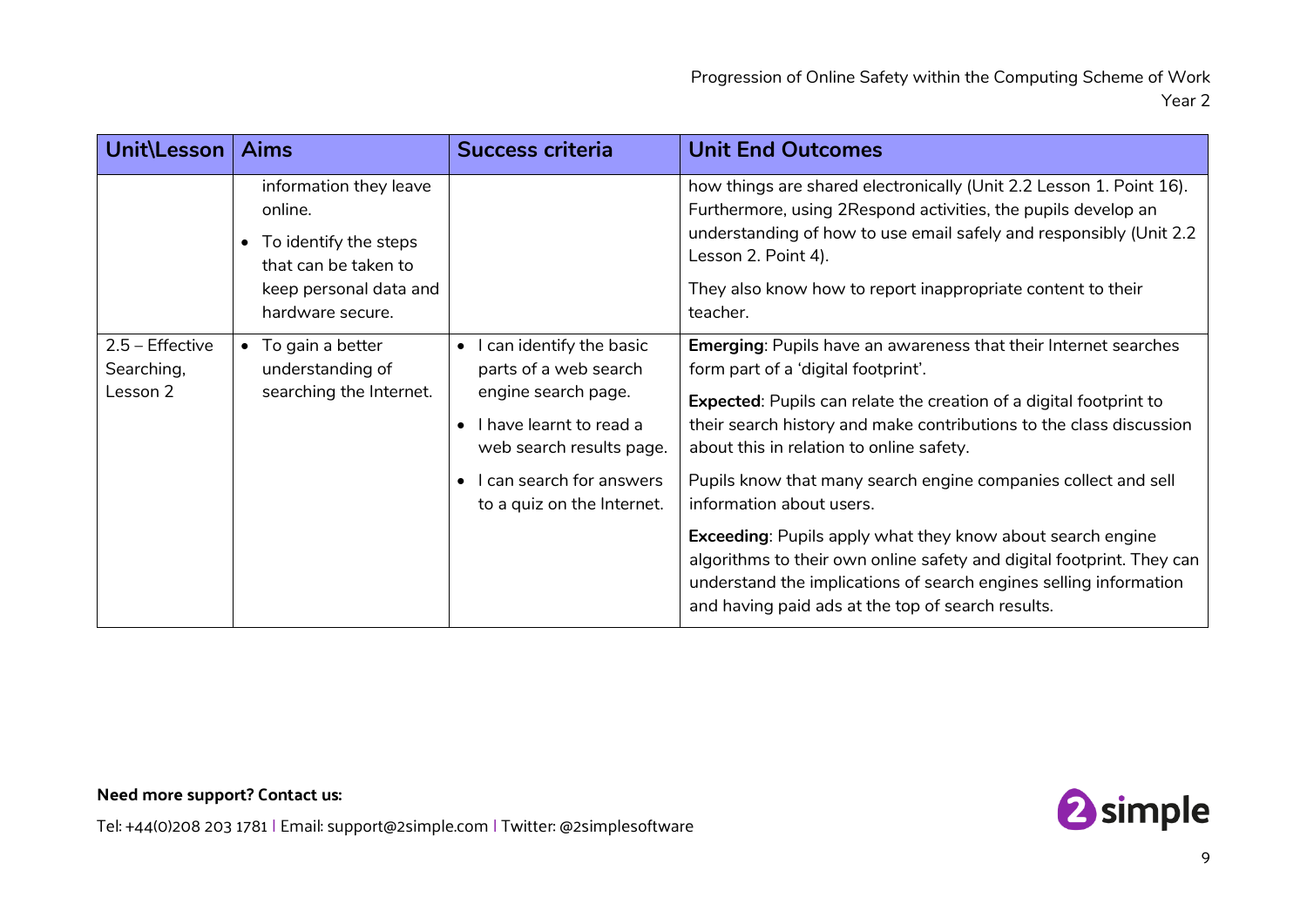| Unit\Lesson | Aims | Success criteria | Unit End Outcomes |
|---|---|---|---|
| | information they leave online.<br>• To identify the steps that can be taken to keep personal data and hardware secure. | | how things are shared electronically (Unit 2.2 Lesson 1. Point 16). Furthermore, using 2Respond activities, the pupils develop an understanding of how to use email safely and responsibly (Unit 2.2 Lesson 2. Point 4).<br>They also know how to report inappropriate content to their teacher. |
| 2.5 – Effective Searching, Lesson 2 | • To gain a better understanding of searching the Internet. | • I can identify the basic parts of a web search engine search page.<br>• I have learnt to read a web search results page.<br>• I can search for answers to a quiz on the Internet. | **Emerging**: Pupils have an awareness that their Internet searches form part of a 'digital footprint'.<br>**Expected**: Pupils can relate the creation of a digital footprint to their search history and make contributions to the class discussion about this in relation to online safety.<br>Pupils know that many search engine companies collect and sell information about users.<br>**Exceeding**: Pupils apply what they know about search engine algorithms to their own online safety and digital footprint. They can understand the implications of search engines selling information and having paid ads at the top of search results. |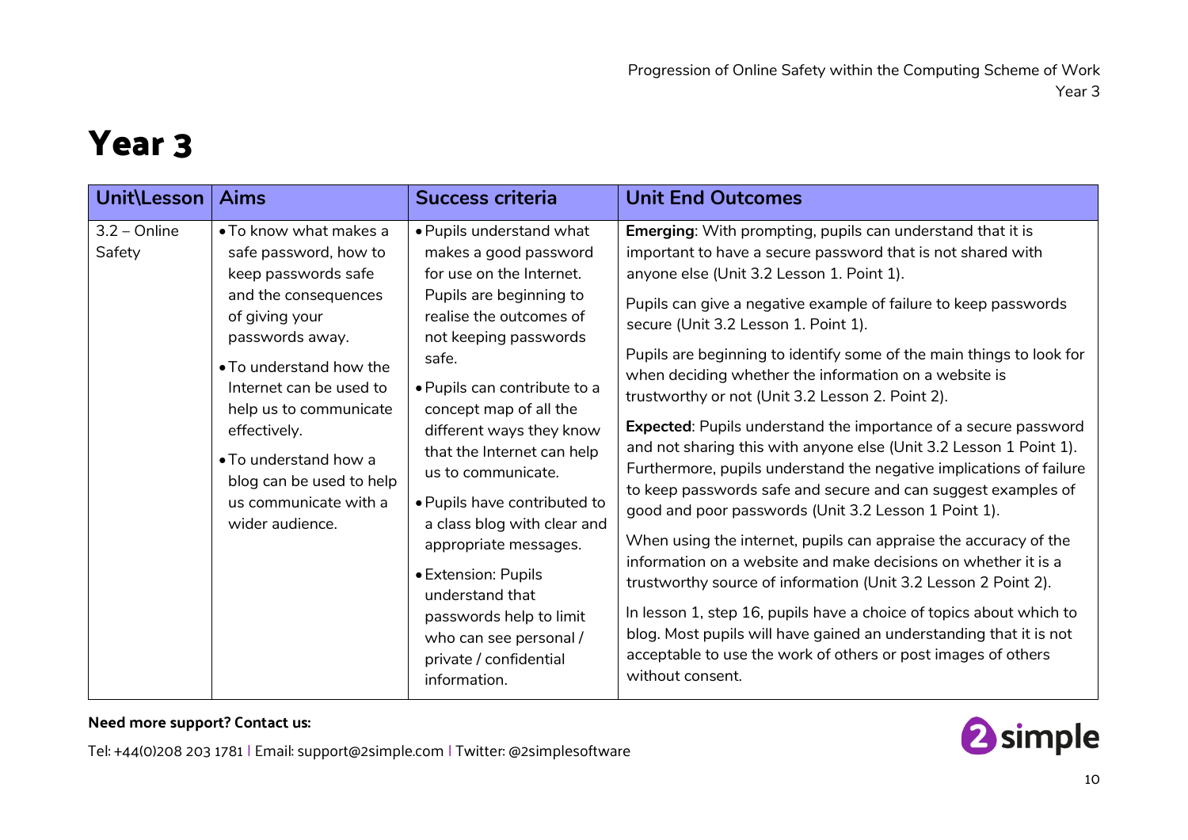# Year 3

| Unit\Lesson | Aims | Success criteria | Unit End Outcomes |
|---|---|---|---|
| 3.2 – Online Safety | • To know what makes a safe password, how to keep passwords safe and the consequences of giving your passwords away.<br>• To understand how the Internet can be used to help us to communicate effectively.<br>• To understand how a blog can be used to help us communicate with a wider audience. | • Pupils understand what makes a good password for use on the Internet. Pupils are beginning to realise the outcomes of not keeping passwords safe.<br>• Pupils can contribute to a concept map of all the different ways they know that the Internet can help us to communicate.<br>• Pupils have contributed to a class blog with clear and appropriate messages.<br>• Extension: Pupils understand that passwords help to limit who can see personal / private / confidential information. | **Emerging**: With prompting, pupils can understand that it is important to have a secure password that is not shared with anyone else (Unit 3.2 Lesson 1. Point 1).<br><br>Pupils can give a negative example of failure to keep passwords secure (Unit 3.2 Lesson 1. Point 1).<br><br>Pupils are beginning to identify some of the main things to look for when deciding whether the information on a website is trustworthy or not (Unit 3.2 Lesson 2. Point 2).<br><br>**Expected**: Pupils understand the importance of a secure password and not sharing this with anyone else (Unit 3.2 Lesson 1 Point 1). Furthermore, pupils understand the negative implications of failure to keep passwords safe and secure and can suggest examples of good and poor passwords (Unit 3.2 Lesson 1 Point 1).<br><br>When using the internet, pupils can appraise the accuracy of the information on a website and make decisions on whether it is a trustworthy source of information (Unit 3.2 Lesson 2 Point 2).<br><br>In lesson 1, step 16, pupils have a choice of topics about which to blog. Most pupils will have gained an understanding that it is not acceptable to use the work of others or post images of others without consent. |

**Need more support? Contact us:**

Tel: +44(0)208 203 1781 | Email: support@2simple.com | Twitter: @2simplesoftware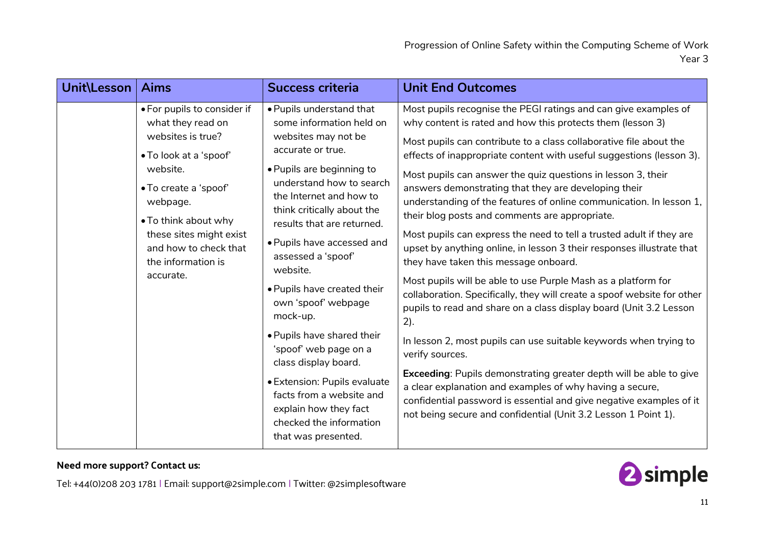| Unit\Lesson | Aims | Success criteria | Unit End Outcomes |
|---|---|---|---|
| | • For pupils to consider if what they read on websites is true?<br>• To look at a 'spoof' website.<br>• To create a 'spoof' webpage.<br>• To think about why these sites might exist and how to check that the information is accurate. | • Pupils understand that some information held on websites may not be accurate or true.<br>• Pupils are beginning to understand how to search the Internet and how to think critically about the results that are returned.<br>• Pupils have accessed and assessed a 'spoof' website.<br>• Pupils have created their own 'spoof' webpage mock-up.<br>• Pupils have shared their 'spoof' web page on a class display board.<br>• Extension: Pupils evaluate facts from a website and explain how they fact checked the information that was presented. | Most pupils recognise the PEGI ratings and can give examples of why content is rated and how this protects them (lesson 3)<br><br>Most pupils can contribute to a class collaborative file about the effects of inappropriate content with useful suggestions (lesson 3).<br><br>Most pupils can answer the quiz questions in lesson 3, their answers demonstrating that they are developing their understanding of the features of online communication. In lesson 1, their blog posts and comments are appropriate.<br><br>Most pupils can express the need to tell a trusted adult if they are upset by anything online, in lesson 3 their responses illustrate that they have taken this message onboard.<br><br>Most pupils will be able to use Purple Mash as a platform for collaboration. Specifically, they will create a spoof website for other pupils to read and share on a class display board (Unit 3.2 Lesson 2).<br><br>In lesson 2, most pupils can use suitable keywords when trying to verify sources.<br><br>**Exceeding**: Pupils demonstrating greater depth will be able to give a clear explanation and examples of why having a secure, confidential password is essential and give negative examples of it not being secure and confidential (Unit 3.2 Lesson 1 Point 1). |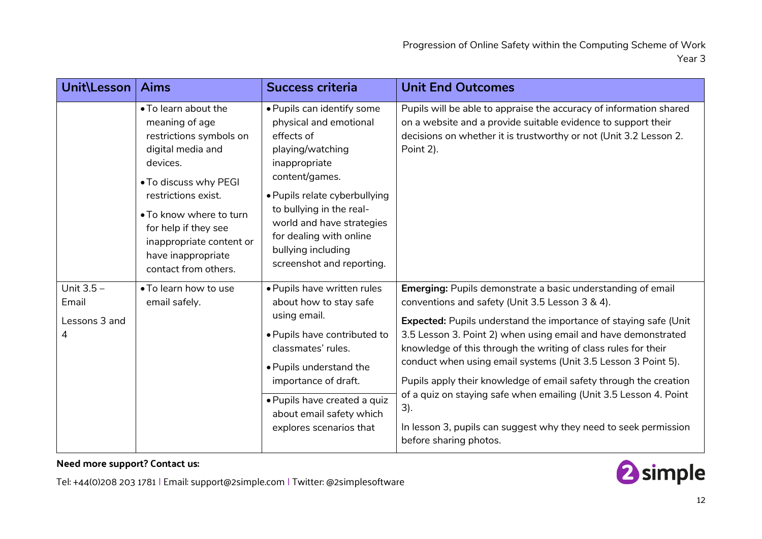| Unit\Lesson | Aims | Success criteria | Unit End Outcomes |
|---|---|---|---|
| | • To learn about the meaning of age restrictions symbols on digital media and devices.<br>• To discuss why PEGI restrictions exist.<br>• To know where to turn for help if they see inappropriate content or have inappropriate contact from others. | • Pupils can identify some physical and emotional effects of playing/watching inappropriate content/games.<br>• Pupils relate cyberbullying to bullying in the real-world and have strategies for dealing with online bullying including screenshot and reporting. | Pupils will be able to appraise the accuracy of information shared on a website and a provide suitable evidence to support their decisions on whether it is trustworthy or not (Unit 3.2 Lesson 2. Point 2). |
| Unit 3.5 – Email<br><br>Lessons 3 and 4 | • To learn how to use email safely. | • Pupils have written rules about how to stay safe using email.<br>• Pupils have contributed to classmates' rules.<br>• Pupils understand the importance of draft.<br>• Pupils have created a quiz about email safety which explores scenarios that | **Emerging:** Pupils demonstrate a basic understanding of email conventions and safety (Unit 3.5 Lesson 3 & 4).<br><br>**Expected:** Pupils understand the importance of staying safe (Unit 3.5 Lesson 3. Point 2) when using email and have demonstrated knowledge of this through the writing of class rules for their conduct when using email systems (Unit 3.5 Lesson 3 Point 5).<br><br>Pupils apply their knowledge of email safety through the creation of a quiz on staying safe when emailing (Unit 3.5 Lesson 4. Point 3).<br><br>In lesson 3, pupils can suggest why they need to seek permission before sharing photos. |

**Need more support? Contact us:**

Tel: +44(0)208 203 1781 | Email: support@2simple.com | Twitter: @2simplesoftware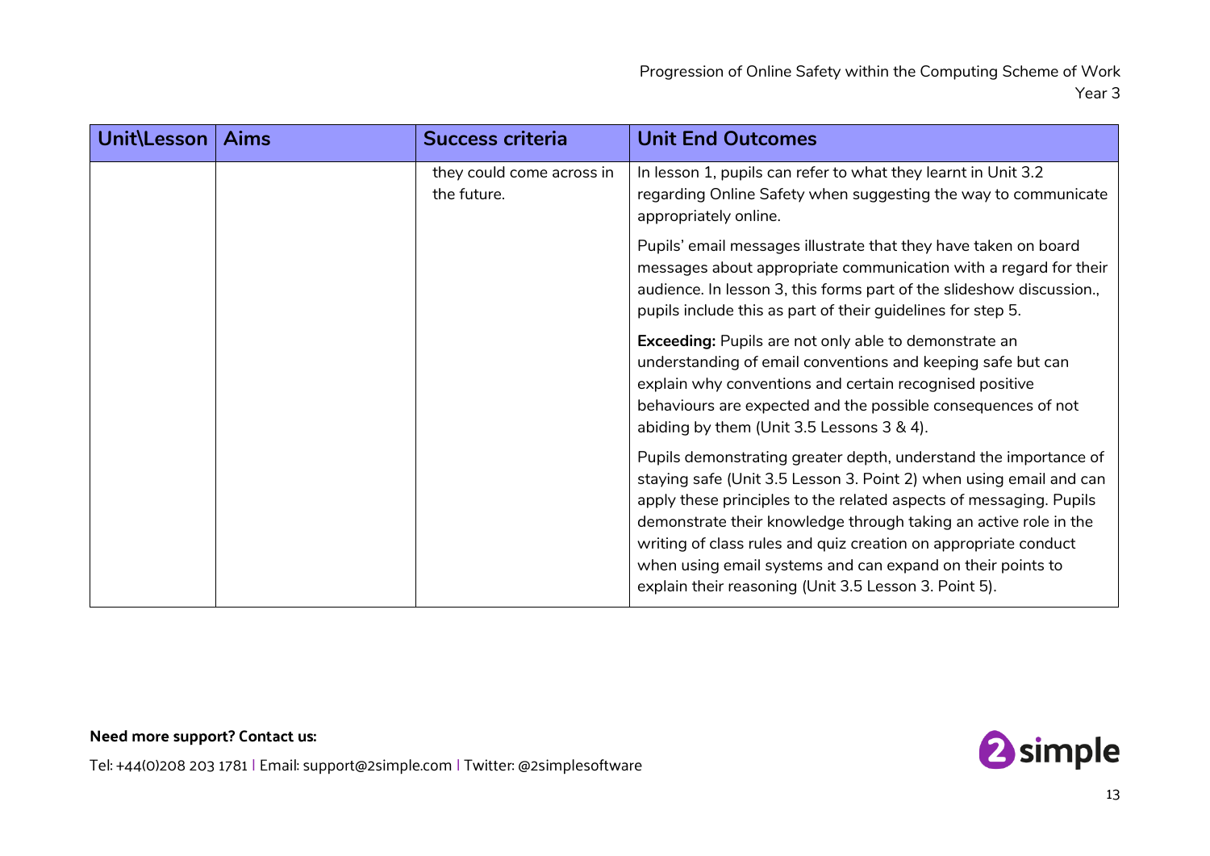| Unit\Lesson | Aims | Success criteria | Unit End Outcomes |
|---|---|---|---|
| | | they could come across in the future. | In lesson 1, pupils can refer to what they learnt in Unit 3.2 regarding Online Safety when suggesting the way to communicate appropriately online.<br><br>Pupils' email messages illustrate that they have taken on board messages about appropriate communication with a regard for their audience. In lesson 3, this forms part of the slideshow discussion., pupils include this as part of their guidelines for step 5.<br><br>**Exceeding:** Pupils are not only able to demonstrate an understanding of email conventions and keeping safe but can explain why conventions and certain recognised positive behaviours are expected and the possible consequences of not abiding by them (Unit 3.5 Lessons 3 & 4).<br><br>Pupils demonstrating greater depth, understand the importance of staying safe (Unit 3.5 Lesson 3. Point 2) when using email and can apply these principles to the related aspects of messaging. Pupils demonstrate their knowledge through taking an active role in the writing of class rules and quiz creation on appropriate conduct when using email systems and can expand on their points to explain their reasoning (Unit 3.5 Lesson 3. Point 5). |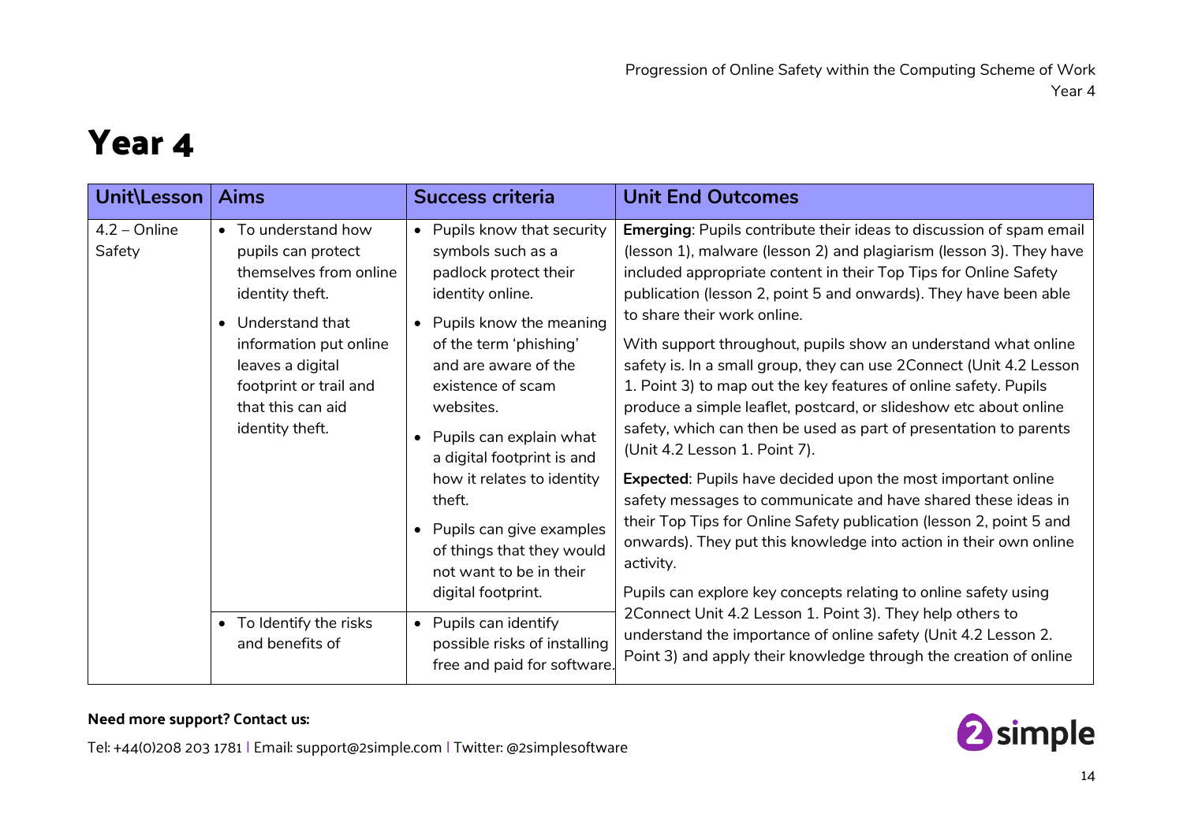# Year 4

| Unit\Lesson | Aims | Success criteria | Unit End Outcomes |
|---|---|---|---|
| 4.2 – Online Safety | • To understand how pupils can protect themselves from online identity theft.<br>• Understand that information put online leaves a digital footprint or trail and that this can aid identity theft. | • Pupils know that security symbols such as a padlock protect their identity online.<br>• Pupils know the meaning of the term 'phishing' and are aware of the existence of scam websites.<br>• Pupils can explain what a digital footprint is and how it relates to identity theft.<br>• Pupils can give examples of things that they would not want to be in their digital footprint. | **Emerging**: Pupils contribute their ideas to discussion of spam email (lesson 1), malware (lesson 2) and plagiarism (lesson 3). They have included appropriate content in their Top Tips for Online Safety publication (lesson 2, point 5 and onwards). They have been able to share their work online.<br>With support throughout, pupils show an understand what online safety is. In a small group, they can use 2Connect (Unit 4.2 Lesson 1. Point 3) to map out the key features of online safety. Pupils produce a simple leaflet, postcard, or slideshow etc about online safety, which can then be used as part of presentation to parents (Unit 4.2 Lesson 1. Point 7).<br>**Expected**: Pupils have decided upon the most important online safety messages to communicate and have shared these ideas in their Top Tips for Online Safety publication (lesson 2, point 5 and onwards). They put this knowledge into action in their own online activity.<br>Pupils can explore key concepts relating to online safety using 2Connect Unit 4.2 Lesson 1. Point 3). They help others to understand the importance of online safety (Unit 4.2 Lesson 2. Point 3) and apply their knowledge through the creation of online |
| | • To Identify the risks and benefits of | • Pupils can identify possible risks of installing free and paid for software. | |

**Need more support? Contact us:**

Tel: +44(0)208 203 1781 | Email: support@2simple.com | Twitter: @2simplesoftware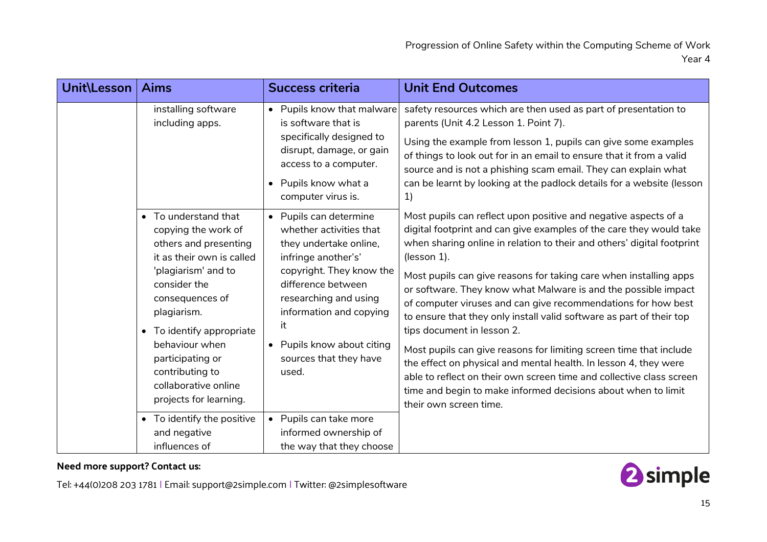| Unit\Lesson | Aims | Success criteria | Unit End Outcomes |
|---|---|---|---|
| | installing software including apps. | • Pupils know that malware is software that is specifically designed to disrupt, damage, or gain access to a computer.<br>• Pupils know what a computer virus is. | safety resources which are then used as part of presentation to parents (Unit 4.2 Lesson 1. Point 7).<br><br>Using the example from lesson 1, pupils can give some examples of things to look out for in an email to ensure that it from a valid source and is not a phishing scam email. They can explain what can be learnt by looking at the padlock details for a website (lesson 1) |
| | • To understand that copying the work of others and presenting it as their own is called 'plagiarism' and to consider the consequences of plagiarism.<br>• To identify appropriate behaviour when participating or contributing to collaborative online projects for learning. | • Pupils can determine whether activities that they undertake online, infringe another's' copyright. They know the difference between researching and using information and copying it<br>• Pupils know about citing sources that they have used. | Most pupils can reflect upon positive and negative aspects of a digital footprint and can give examples of the care they would take when sharing online in relation to their and others' digital footprint (lesson 1).<br><br>Most pupils can give reasons for taking care when installing apps or software. They know what Malware is and the possible impact of computer viruses and can give recommendations for how best to ensure that they only install valid software as part of their top tips document in lesson 2.<br><br>Most pupils can give reasons for limiting screen time that include the effect on physical and mental health. In lesson 4, they were able to reflect on their own screen time and collective class screen time and begin to make informed decisions about when to limit their own screen time. |
| | • To identify the positive and negative influences of | • Pupils can take more informed ownership of the way that they choose | |

**Need more support? Contact us:**

Tel: +44(0)208 203 1781 | Email: support@2simple.com | Twitter: @2simplesoftware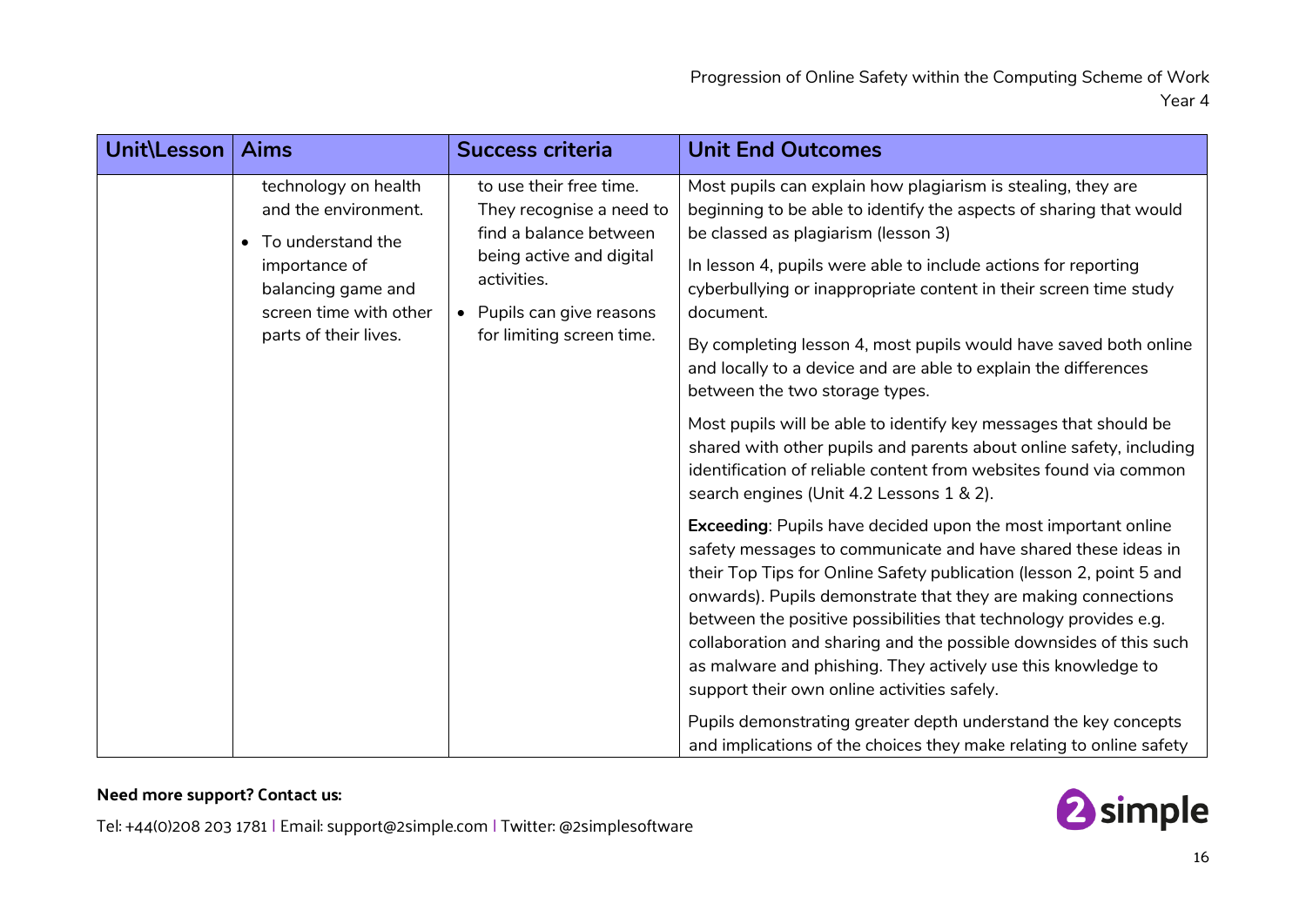| Unit\Lesson | Aims | Success criteria | Unit End Outcomes |
|---|---|---|---|
| | technology on health and the environment.<br>• To understand the importance of balancing game and screen time with other parts of their lives. | to use their free time. They recognise a need to find a balance between being active and digital activities.<br>• Pupils can give reasons for limiting screen time. | Most pupils can explain how plagiarism is stealing, they are beginning to be able to identify the aspects of sharing that would be classed as plagiarism (lesson 3)<br><br>In lesson 4, pupils were able to include actions for reporting cyberbullying or inappropriate content in their screen time study document.<br><br>By completing lesson 4, most pupils would have saved both online and locally to a device and are able to explain the differences between the two storage types.<br><br>Most pupils will be able to identify key messages that should be shared with other pupils and parents about online safety, including identification of reliable content from websites found via common search engines (Unit 4.2 Lessons 1 & 2).<br><br>**Exceeding**: Pupils have decided upon the most important online safety messages to communicate and have shared these ideas in their Top Tips for Online Safety publication (lesson 2, point 5 and onwards). Pupils demonstrate that they are making connections between the positive possibilities that technology provides e.g. collaboration and sharing and the possible downsides of this such as malware and phishing. They actively use this knowledge to support their own online activities safely.<br><br>Pupils demonstrating greater depth understand the key concepts and implications of the choices they make relating to online safety |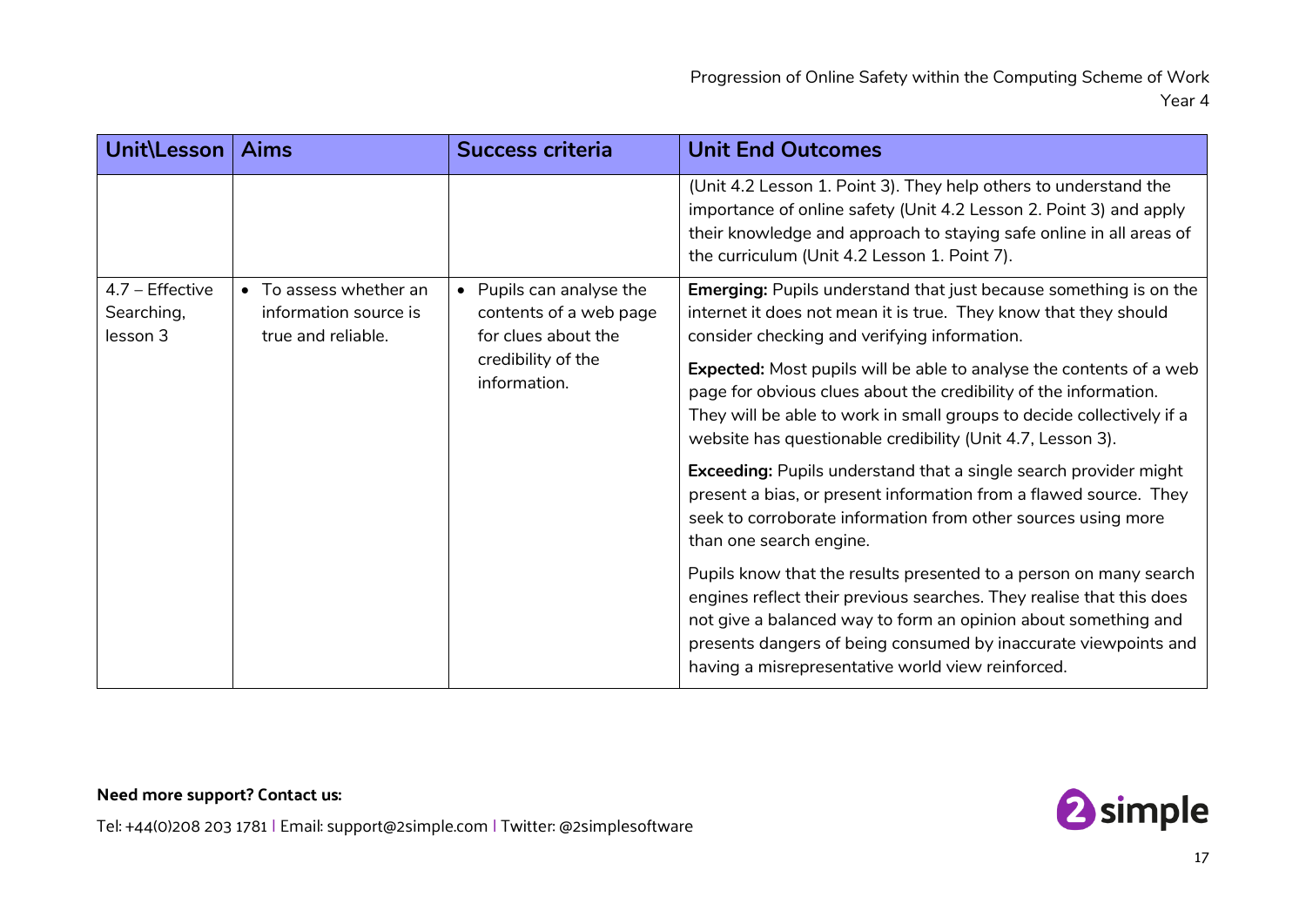| Unit\Lesson | Aims | Success criteria | Unit End Outcomes |
|---|---|---|---|
| | | | (Unit 4.2 Lesson 1. Point 3). They help others to understand the importance of online safety (Unit 4.2 Lesson 2. Point 3) and apply their knowledge and approach to staying safe online in all areas of the curriculum (Unit 4.2 Lesson 1. Point 7). |
| 4.7 – Effective Searching, lesson 3 | • To assess whether an information source is true and reliable. | • Pupils can analyse the contents of a web page for clues about the credibility of the information. | **Emerging:** Pupils understand that just because something is on the internet it does not mean it is true. They know that they should consider checking and verifying information.<br><br>**Expected:** Most pupils will be able to analyse the contents of a web page for obvious clues about the credibility of the information. They will be able to work in small groups to decide collectively if a website has questionable credibility (Unit 4.7, Lesson 3).<br><br>**Exceeding:** Pupils understand that a single search provider might present a bias, or present information from a flawed source. They seek to corroborate information from other sources using more than one search engine.<br><br>Pupils know that the results presented to a person on many search engines reflect their previous searches. They realise that this does not give a balanced way to form an opinion about something and presents dangers of being consumed by inaccurate viewpoints and having a misrepresentative world view reinforced. |

**Need more support? Contact us:**

Tel: +44(0)208 203 1781 | Email: support@2simple.com | Twitter: @2simplesoftware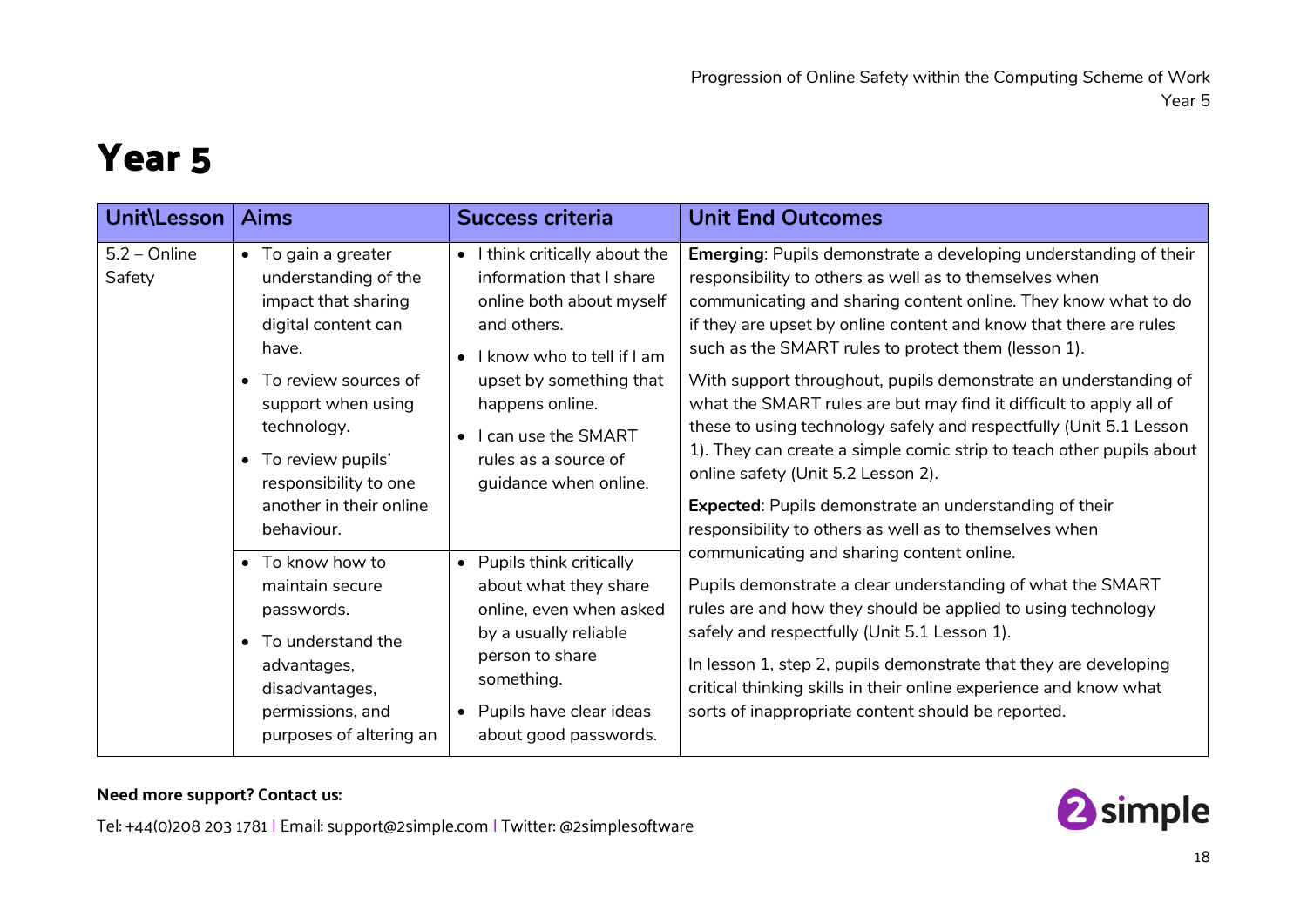# Year 5

| Unit\Lesson | Aims | Success criteria | Unit End Outcomes |
|---|---|---|---|
| 5.2 – Online Safety | • To gain a greater understanding of the impact that sharing digital content can have.<br>• To review sources of support when using technology.<br>• To review pupils' responsibility to one another in their online behaviour. | • I think critically about the information that I share online both about myself and others.<br>• I know who to tell if I am upset by something that happens online.<br>• I can use the SMART rules as a source of guidance when online. | **Emerging**: Pupils demonstrate a developing understanding of their responsibility to others as well as to themselves when communicating and sharing content online. They know what to do if they are upset by online content and know that there are rules such as the SMART rules to protect them (lesson 1).<br><br>With support throughout, pupils demonstrate an understanding of what the SMART rules are but may find it difficult to apply all of these to using technology safely and respectfully (Unit 5.1 Lesson 1). They can create a simple comic strip to teach other pupils about online safety (Unit 5.2 Lesson 2).<br><br>**Expected**: Pupils demonstrate an understanding of their responsibility to others as well as to themselves when communicating and sharing content online.<br><br>Pupils demonstrate a clear understanding of what the SMART rules are and how they should be applied to using technology safely and respectfully (Unit 5.1 Lesson 1).<br><br>In lesson 1, step 2, pupils demonstrate that they are developing critical thinking skills in their online experience and know what sorts of inappropriate content should be reported. |
| | • To know how to maintain secure passwords.<br>• To understand the advantages, disadvantages, permissions, and purposes of altering an | • Pupils think critically about what they share online, even when asked by a usually reliable person to share something.<br>• Pupils have clear ideas about good passwords. | |

**Need more support? Contact us:**

Tel: +44(0)208 203 1781 | Email: support@2simple.com | Twitter: @2simplesoftware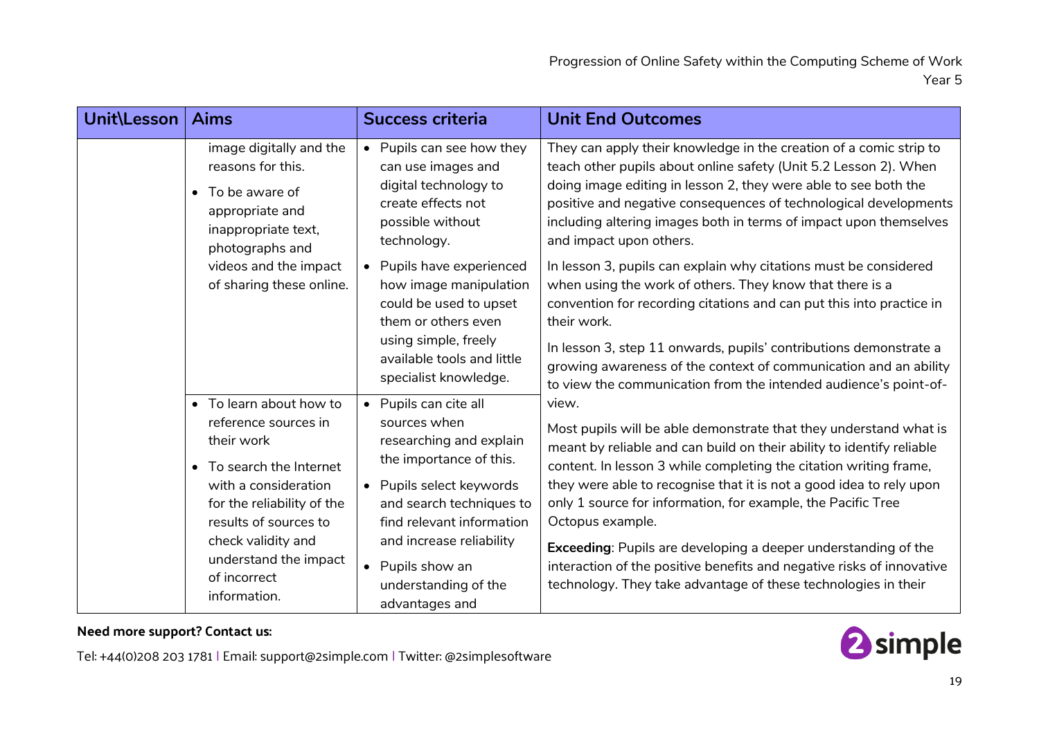| Unit\Lesson | Aims | Success criteria | Unit End Outcomes |
|---|---|---|---|
| | image digitally and the reasons for this.<br>• To be aware of appropriate and inappropriate text, photographs and videos and the impact of sharing these online. | • Pupils can see how they can use images and digital technology to create effects not possible without technology.<br>• Pupils have experienced how image manipulation could be used to upset them or others even using simple, freely available tools and little specialist knowledge. | They can apply their knowledge in the creation of a comic strip to teach other pupils about online safety (Unit 5.2 Lesson 2). When doing image editing in lesson 2, they were able to see both the positive and negative consequences of technological developments including altering images both in terms of impact upon themselves and impact upon others.<br>In lesson 3, pupils can explain why citations must be considered when using the work of others. They know that there is a convention for recording citations and can put this into practice in their work.<br>In lesson 3, step 11 onwards, pupils' contributions demonstrate a growing awareness of the context of communication and an ability to view the communication from the intended audience's point-of-view.<br>Most pupils will be able demonstrate that they understand what is meant by reliable and can build on their ability to identify reliable content. In lesson 3 while completing the citation writing frame, they were able to recognise that it is not a good idea to rely upon only 1 source for information, for example, the Pacific Tree Octopus example.<br>**Exceeding**: Pupils are developing a deeper understanding of the interaction of the positive benefits and negative risks of innovative technology. They take advantage of these technologies in their |
| | • To learn about how to reference sources in their work<br>• To search the Internet with a consideration for the reliability of the results of sources to check validity and understand the impact of incorrect information. | • Pupils can cite all sources when researching and explain the importance of this.<br>• Pupils select keywords and search techniques to find relevant information and increase reliability<br>• Pupils show an understanding of the advantages and | |

**Need more support? Contact us:**

Tel: +44(0)208 203 1781 | Email: support@2simple.com | Twitter: @2simplesoftware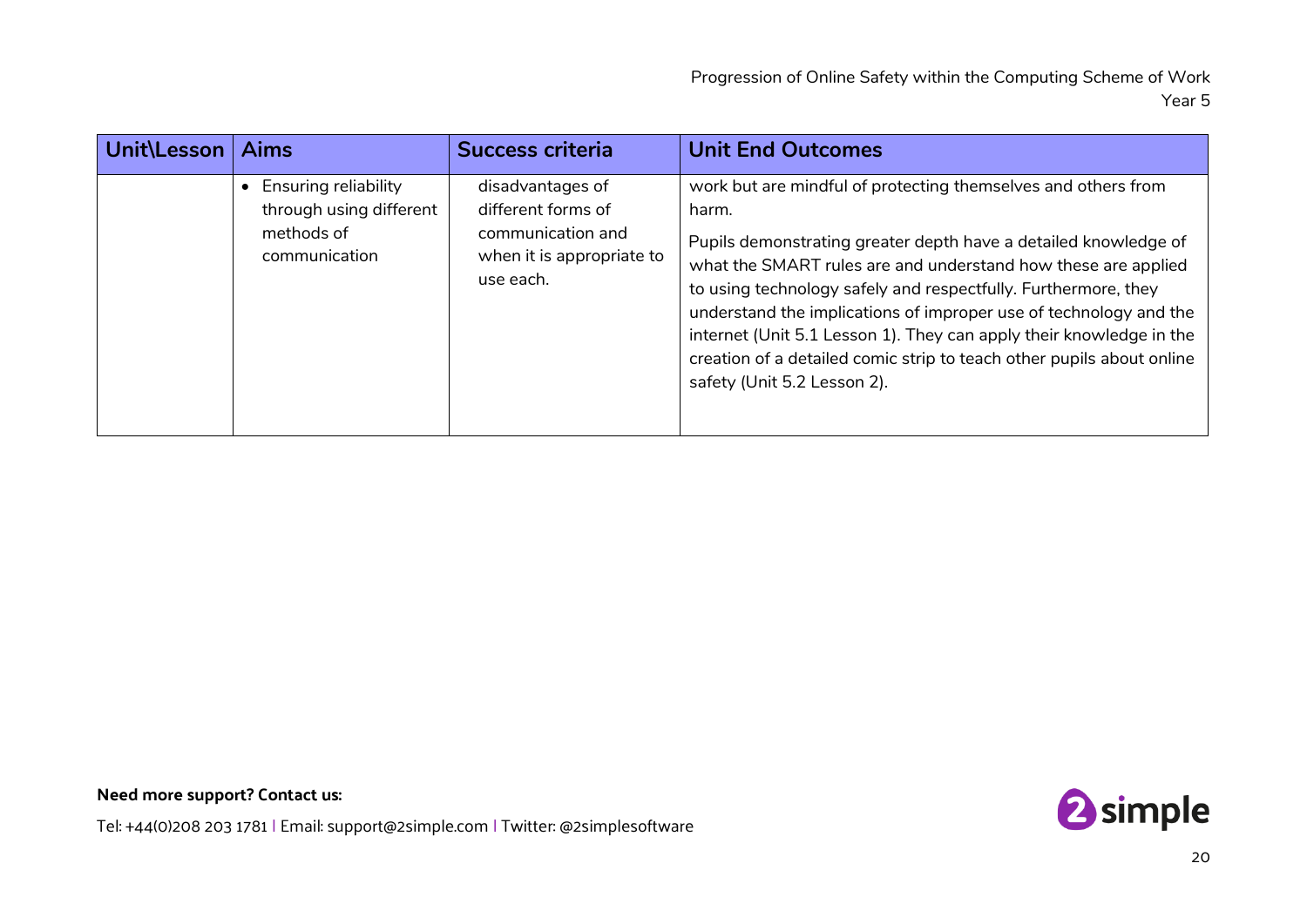| Unit\Lesson | Aims | Success criteria | Unit End Outcomes |
|---|---|---|---|
| | • Ensuring reliability through using different methods of communication | disadvantages of different forms of communication and when it is appropriate to use each. | work but are mindful of protecting themselves and others from harm.<br><br>Pupils demonstrating greater depth have a detailed knowledge of what the SMART rules are and understand how these are applied to using technology safely and respectfully. Furthermore, they understand the implications of improper use of technology and the internet (Unit 5.1 Lesson 1). They can apply their knowledge in the creation of a detailed comic strip to teach other pupils about online safety (Unit 5.2 Lesson 2). |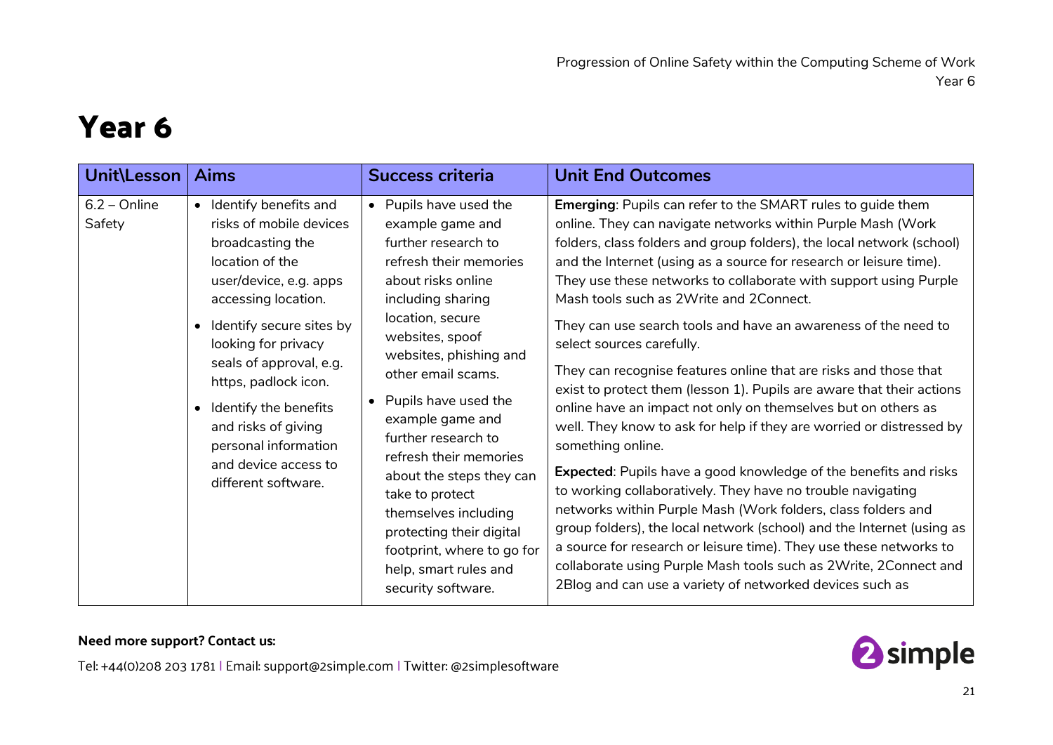# Year 6

| Unit\Lesson | Aims | Success criteria | Unit End Outcomes |
|---|---|---|---|
| 6.2 – Online Safety | • Identify benefits and risks of mobile devices broadcasting the location of the user/device, e.g. apps accessing location.<br>• Identify secure sites by looking for privacy seals of approval, e.g. https, padlock icon.<br>• Identify the benefits and risks of giving personal information and device access to different software. | • Pupils have used the example game and further research to refresh their memories about risks online including sharing location, secure websites, spoof websites, phishing and other email scams.<br>• Pupils have used the example game and further research to refresh their memories about the steps they can take to protect themselves including protecting their digital footprint, where to go for help, smart rules and security software. | **Emerging**: Pupils can refer to the SMART rules to guide them online. They can navigate networks within Purple Mash (Work folders, class folders and group folders), the local network (school) and the Internet (using as a source for research or leisure time). They use these networks to collaborate with support using Purple Mash tools such as 2Write and 2Connect.<br>They can use search tools and have an awareness of the need to select sources carefully.<br>They can recognise features online that are risks and those that exist to protect them (lesson 1). Pupils are aware that their actions online have an impact not only on themselves but on others as well. They know to ask for help if they are worried or distressed by something online.<br>**Expected**: Pupils have a good knowledge of the benefits and risks to working collaboratively. They have no trouble navigating networks within Purple Mash (Work folders, class folders and group folders), the local network (school) and the Internet (using as a source for research or leisure time). They use these networks to collaborate using Purple Mash tools such as 2Write, 2Connect and 2Blog and can use a variety of networked devices such as |

**Need more support? Contact us:**

Tel: +44(0)208 203 1781 | Email: support@2simple.com | Twitter: @2simplesoftware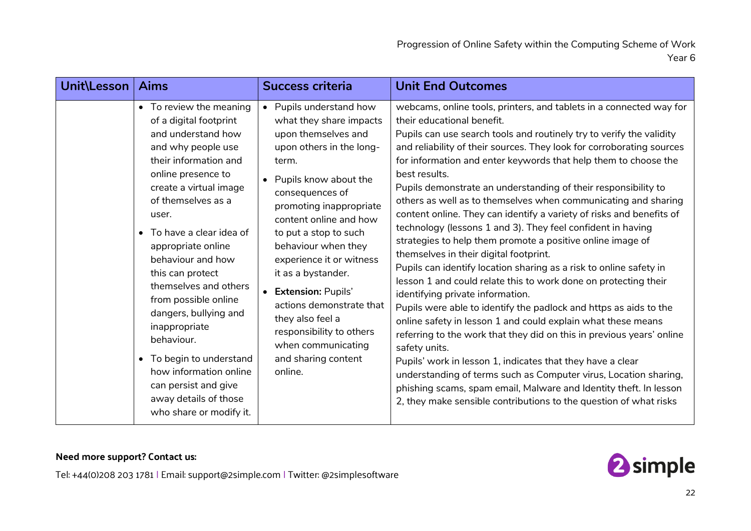| Unit\Lesson | Aims | Success criteria | Unit End Outcomes |
|---|---|---|---|
| | • To review the meaning of a digital footprint and understand how and why people use their information and online presence to create a virtual image of themselves as a user.<br>• To have a clear idea of appropriate online behaviour and how this can protect themselves and others from possible online dangers, bullying and inappropriate behaviour.<br>• To begin to understand how information online can persist and give away details of those who share or modify it. | • Pupils understand how what they share impacts upon themselves and upon others in the long-term.<br>• Pupils know about the consequences of promoting inappropriate content online and how to put a stop to such behaviour when they experience it or witness it as a bystander.<br>• **Extension:** Pupils' actions demonstrate that they also feel a responsibility to others when communicating and sharing content online. | webcams, online tools, printers, and tablets in a connected way for their educational benefit.<br>Pupils can use search tools and routinely try to verify the validity and reliability of their sources. They look for corroborating sources for information and enter keywords that help them to choose the best results.<br>Pupils demonstrate an understanding of their responsibility to others as well as to themselves when communicating and sharing content online. They can identify a variety of risks and benefits of technology (lessons 1 and 3). They feel confident in having strategies to help them promote a positive online image of themselves in their digital footprint.<br>Pupils can identify location sharing as a risk to online safety in lesson 1 and could relate this to work done on protecting their identifying private information.<br>Pupils were able to identify the padlock and https as aids to the online safety in lesson 1 and could explain what these means referring to the work that they did on this in previous years' online safety units.<br>Pupils' work in lesson 1, indicates that they have a clear understanding of terms such as Computer virus, Location sharing, phishing scams, spam email, Malware and Identity theft. In lesson 2, they make sensible contributions to the question of what risks |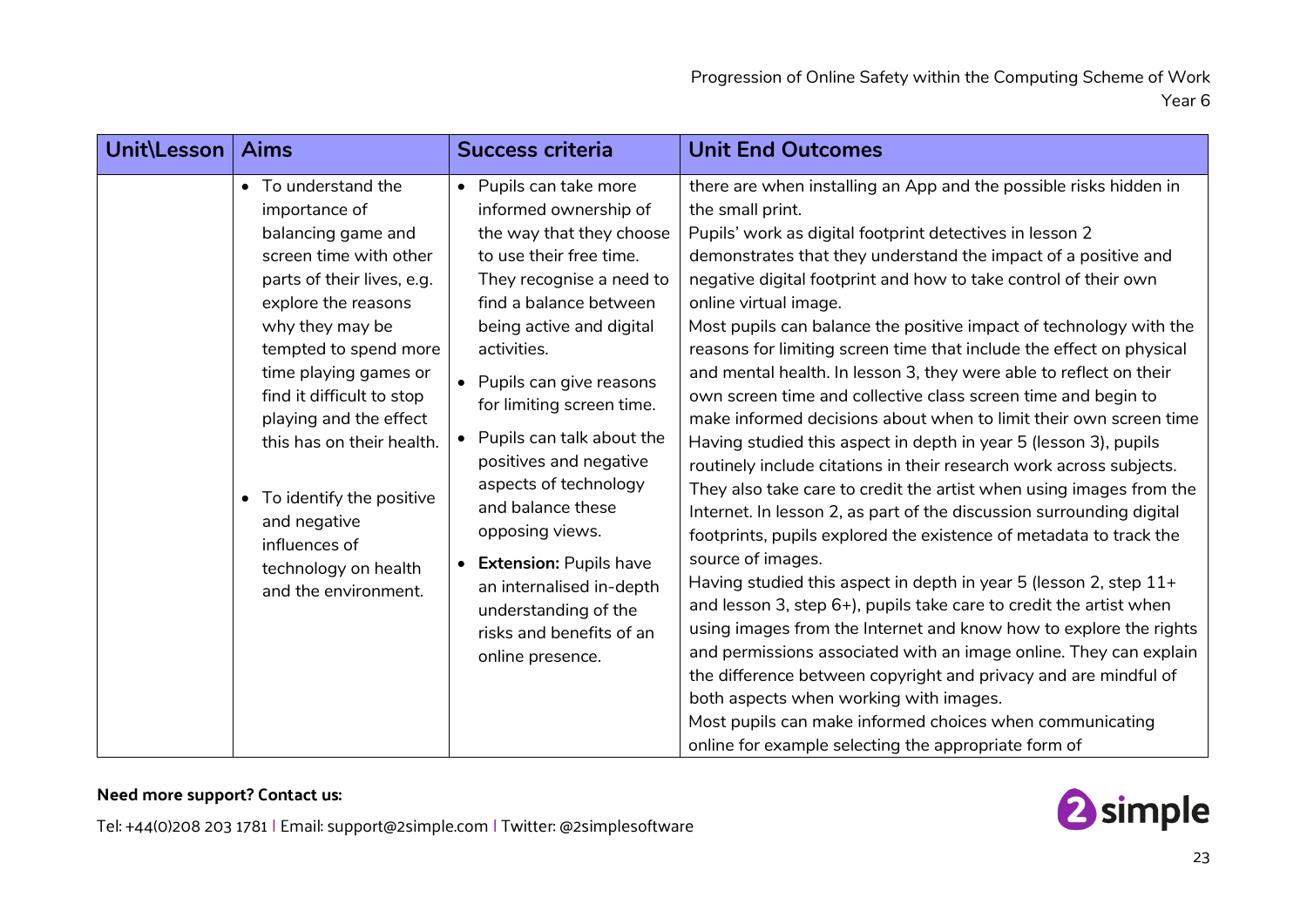| Unit\Lesson | Aims | Success criteria | Unit End Outcomes |
|---|---|---|---|
| | • To understand the importance of balancing game and screen time with other parts of their lives, e.g. explore the reasons why they may be tempted to spend more time playing games or find it difficult to stop playing and the effect this has on their health.<br><br>• To identify the positive and negative influences of technology on health and the environment. | • Pupils can take more informed ownership of the way that they choose to use their free time. They recognise a need to find a balance between being active and digital activities.<br>• Pupils can give reasons for limiting screen time.<br>• Pupils can talk about the positives and negative aspects of technology and balance these opposing views.<br>• **Extension:** Pupils have an internalised in-depth understanding of the risks and benefits of an online presence. | there are when installing an App and the possible risks hidden in the small print.<br>Pupils' work as digital footprint detectives in lesson 2 demonstrates that they understand the impact of a positive and negative digital footprint and how to take control of their own online virtual image.<br>Most pupils can balance the positive impact of technology with the reasons for limiting screen time that include the effect on physical and mental health. In lesson 3, they were able to reflect on their own screen time and collective class screen time and begin to make informed decisions about when to limit their own screen time<br>Having studied this aspect in depth in year 5 (lesson 3), pupils routinely include citations in their research work across subjects. They also take care to credit the artist when using images from the Internet. In lesson 2, as part of the discussion surrounding digital footprints, pupils explored the existence of metadata to track the source of images.<br>Having studied this aspect in depth in year 5 (lesson 2, step 11+ and lesson 3, step 6+), pupils take care to credit the artist when using images from the Internet and know how to explore the rights and permissions associated with an image online. They can explain the difference between copyright and privacy and are mindful of both aspects when working with images.<br>Most pupils can make informed choices when communicating online for example selecting the appropriate form of |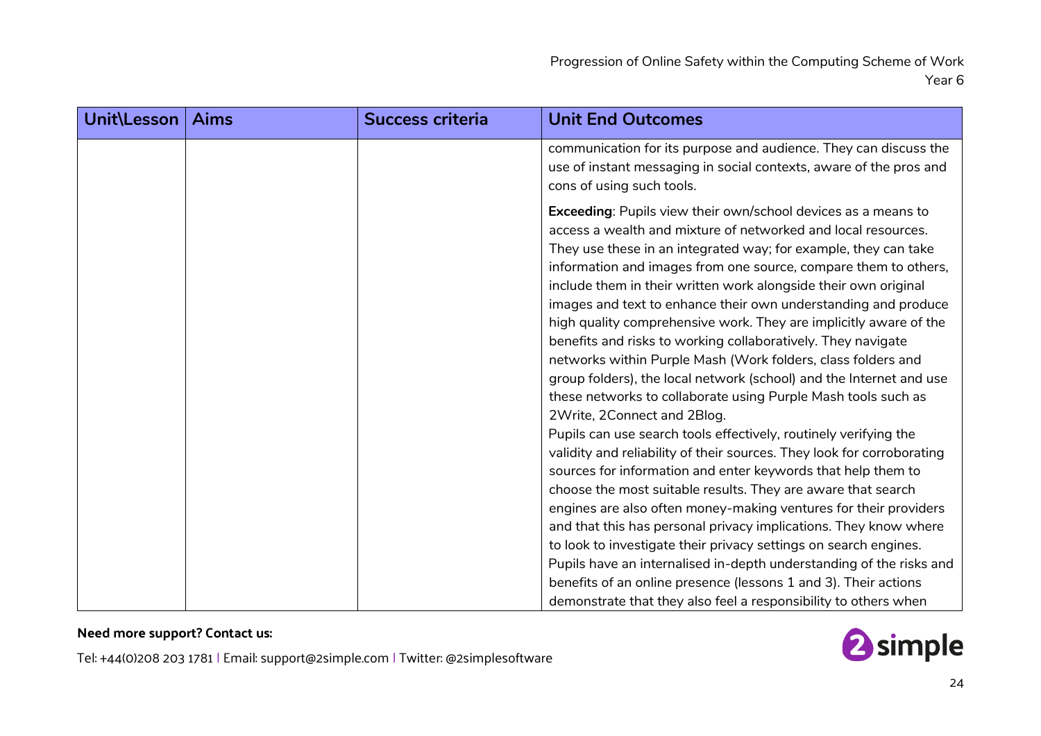| Unit\Lesson | Aims | Success criteria | Unit End Outcomes |
|---|---|---|---|
| | | | communication for its purpose and audience. They can discuss the use of instant messaging in social contexts, aware of the pros and cons of using such tools.<br><br>**Exceeding**: Pupils view their own/school devices as a means to access a wealth and mixture of networked and local resources. They use these in an integrated way; for example, they can take information and images from one source, compare them to others, include them in their written work alongside their own original images and text to enhance their own understanding and produce high quality comprehensive work. They are implicitly aware of the benefits and risks to working collaboratively. They navigate networks within Purple Mash (Work folders, class folders and group folders), the local network (school) and the Internet and use these networks to collaborate using Purple Mash tools such as 2Write, 2Connect and 2Blog.<br>Pupils can use search tools effectively, routinely verifying the validity and reliability of their sources. They look for corroborating sources for information and enter keywords that help them to choose the most suitable results. They are aware that search engines are also often money-making ventures for their providers and that this has personal privacy implications. They know where to look to investigate their privacy settings on search engines.<br>Pupils have an internalised in-depth understanding of the risks and benefits of an online presence (lessons 1 and 3). Their actions demonstrate that they also feel a responsibility to others when |

**Need more support? Contact us:**

Tel: +44(0)208 203 1781 | Email: support@2simple.com | Twitter: @2simplesoftware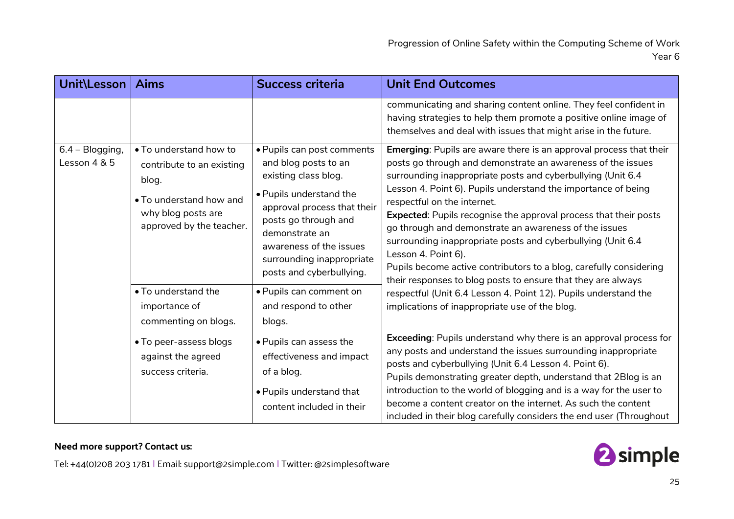| Unit\Lesson | Aims | Success criteria | Unit End Outcomes |
|---|---|---|---|
| | | | communicating and sharing content online. They feel confident in having strategies to help them promote a positive online image of themselves and deal with issues that might arise in the future. |
| 6.4 – Blogging, Lesson 4 & 5 | • To understand how to contribute to an existing blog.<br>• To understand how and why blog posts are approved by the teacher. | • Pupils can post comments and blog posts to an existing class blog.<br>• Pupils understand the approval process that their posts go through and demonstrate an awareness of the issues surrounding inappropriate posts and cyberbullying. | **Emerging**: Pupils are aware there is an approval process that their posts go through and demonstrate an awareness of the issues surrounding inappropriate posts and cyberbullying (Unit 6.4 Lesson 4. Point 6). Pupils understand the importance of being respectful on the internet.<br>**Expected**: Pupils recognise the approval process that their posts go through and demonstrate an awareness of the issues surrounding inappropriate posts and cyberbullying (Unit 6.4 Lesson 4. Point 6).<br>Pupils become active contributors to a blog, carefully considering their responses to blog posts to ensure that they are always respectful (Unit 6.4 Lesson 4. Point 12). Pupils understand the implications of inappropriate use of the blog.<br><br>**Exceeding**: Pupils understand why there is an approval process for any posts and understand the issues surrounding inappropriate posts and cyberbullying (Unit 6.4 Lesson 4. Point 6).<br>Pupils demonstrating greater depth, understand that 2Blog is an introduction to the world of blogging and is a way for the user to become a content creator on the internet. As such the content included in their blog carefully considers the end user (Throughout |
| | • To understand the importance of commenting on blogs.<br>• To peer-assess blogs against the agreed success criteria. | • Pupils can comment on and respond to other blogs.<br>• Pupils can assess the effectiveness and impact of a blog.<br>• Pupils understand that content included in their | |

**Need more support? Contact us:**

Tel: +44(0)208 203 1781 | Email: support@2simple.com | Twitter: @2simplesoftware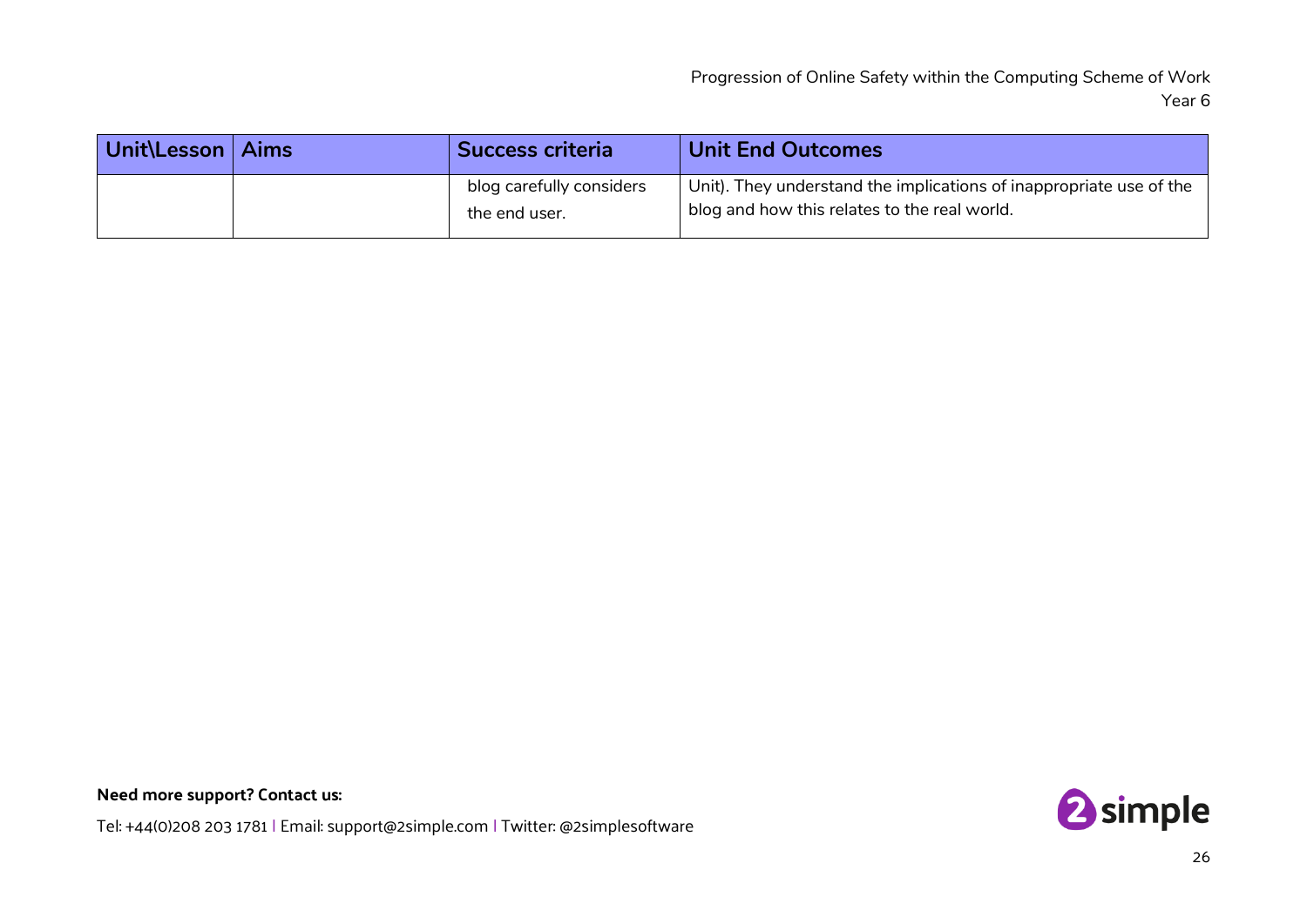| Unit\Lesson | Aims | Success criteria | Unit End Outcomes |
|---|---|---|---|
| | | blog carefully considers the end user. | Unit). They understand the implications of inappropriate use of the blog and how this relates to the real world. |

**Need more support? Contact us:**

Tel: +44(0)208 203 1781 | Email: support@2simple.com | Twitter: @2simplesoftware